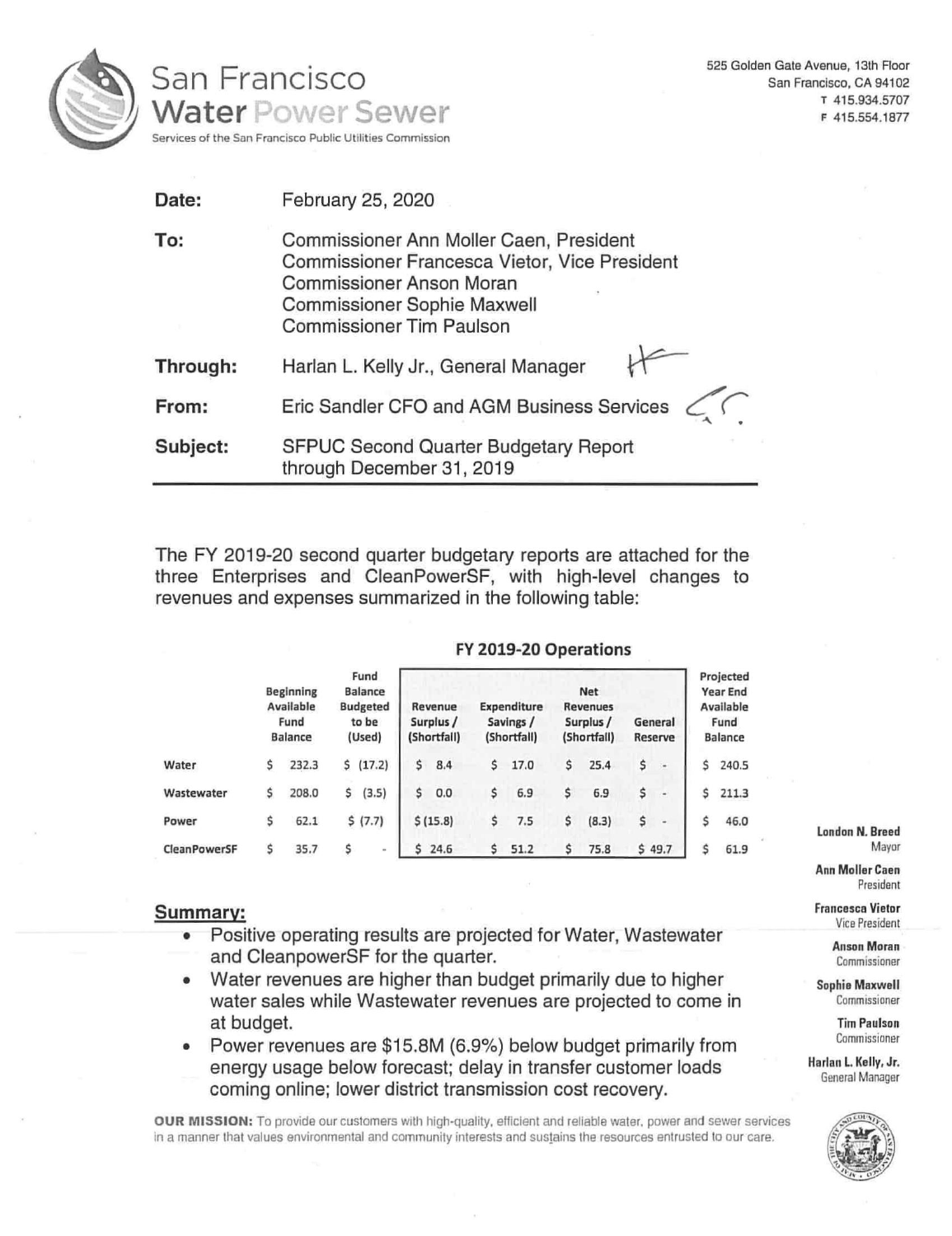# San Francisco Water Power Sewer

Services of the San Francisco Public Utilities Commission

525 Golden Gate Avenue, 13th Floor
San Francisco, CA 94102
T 415.934.5707
F 415.554.1877

| | |
|---|---|
| **Date:** | February 25, 2020 |
| **To:** | Commissioner Ann Moller Caen, President<br>Commissioner Francesca Vietor, Vice President<br>Commissioner Anson Moran<br>Commissioner Sophie Maxwell<br>Commissioner Tim Paulson |
| **Through:** | Harlan L. Kelly Jr., General Manager |
| **From:** | Eric Sandler CFO and AGM Business Services |
| **Subject:** | SFPUC Second Quarter Budgetary Report through December 31, 2019 |

The FY 2019-20 second quarter budgetary reports are attached for the three Enterprises and CleanPowerSF, with high-level changes to revenues and expenses summarized in the following table:

**FY 2019-20 Operations**

| | Beginning Available Fund Balance | Fund Balance Budgeted to be (Used) | Revenue Surplus / (Shortfall) | Expenditure Savings / (Shortfall) | Net Revenues Surplus / (Shortfall) | General Reserve | Projected Year End Available Fund Balance |
|---|---|---|---|---|---|---|---|
| Water | $ 232.3 | $ (17.2) | $ 8.4 | $ 17.0 | $ 25.4 | $ - | $ 240.5 |
| Wastewater | $ 208.0 | $ (3.5) | $ 0.0 | $ 6.9 | $ 6.9 | $ - | $ 211.3 |
| Power | $ 62.1 | $ (7.7) | $ (15.8) | $ 7.5 | $ (8.3) | $ - | $ 46.0 |
| CleanPowerSF | $ 35.7 | $ - | $ 24.6 | $ 51.2 | $ 75.8 | $ 49.7 | $ 61.9 |

## Summary:

- Positive operating results are projected for Water, Wastewater and CleanpowerSF for the quarter.
- Water revenues are higher than budget primarily due to higher water sales while Wastewater revenues are projected to come in at budget.
- Power revenues are $15.8M (6.9%) below budget primarily from energy usage below forecast; delay in transfer customer loads coming online; lower district transmission cost recovery.

**London N. Breed**
Mayor

**Ann Moller Caen**
President

**Francesca Vietor**
Vice President

**Anson Moran**
Commissioner

**Sophie Maxwell**
Commissioner

**Tim Paulson**
Commissioner

**Harlan L. Kelly, Jr.**
General Manager

**OUR MISSION:** To provide our customers with high-quality, efficient and reliable water, power and sewer services in a manner that values environmental and community interests and sustains the resources entrusted to our care.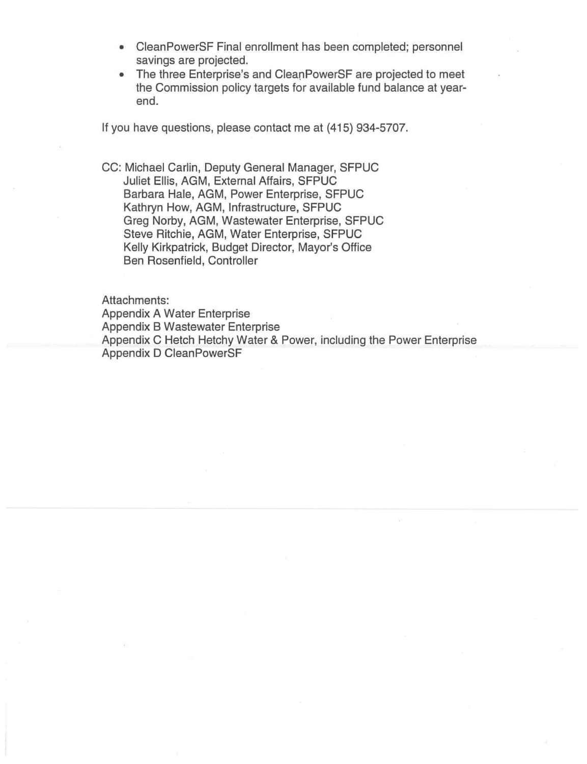- CleanPowerSF Final enrollment has been completed; personnel savings are projected.
- The three Enterprise's and CleanPowerSF are projected to meet the Commission policy targets for available fund balance at year-end.

If you have questions, please contact me at (415) 934-5707.

CC: Michael Carlin, Deputy General Manager, SFPUC
Juliet Ellis, AGM, External Affairs, SFPUC
Barbara Hale, AGM, Power Enterprise, SFPUC
Kathryn How, AGM, Infrastructure, SFPUC
Greg Norby, AGM, Wastewater Enterprise, SFPUC
Steve Ritchie, AGM, Water Enterprise, SFPUC
Kelly Kirkpatrick, Budget Director, Mayor's Office
Ben Rosenfield, Controller

Attachments:
Appendix A Water Enterprise
Appendix B Wastewater Enterprise
Appendix C Hetch Hetchy Water & Power, including the Power Enterprise
Appendix D CleanPowerSF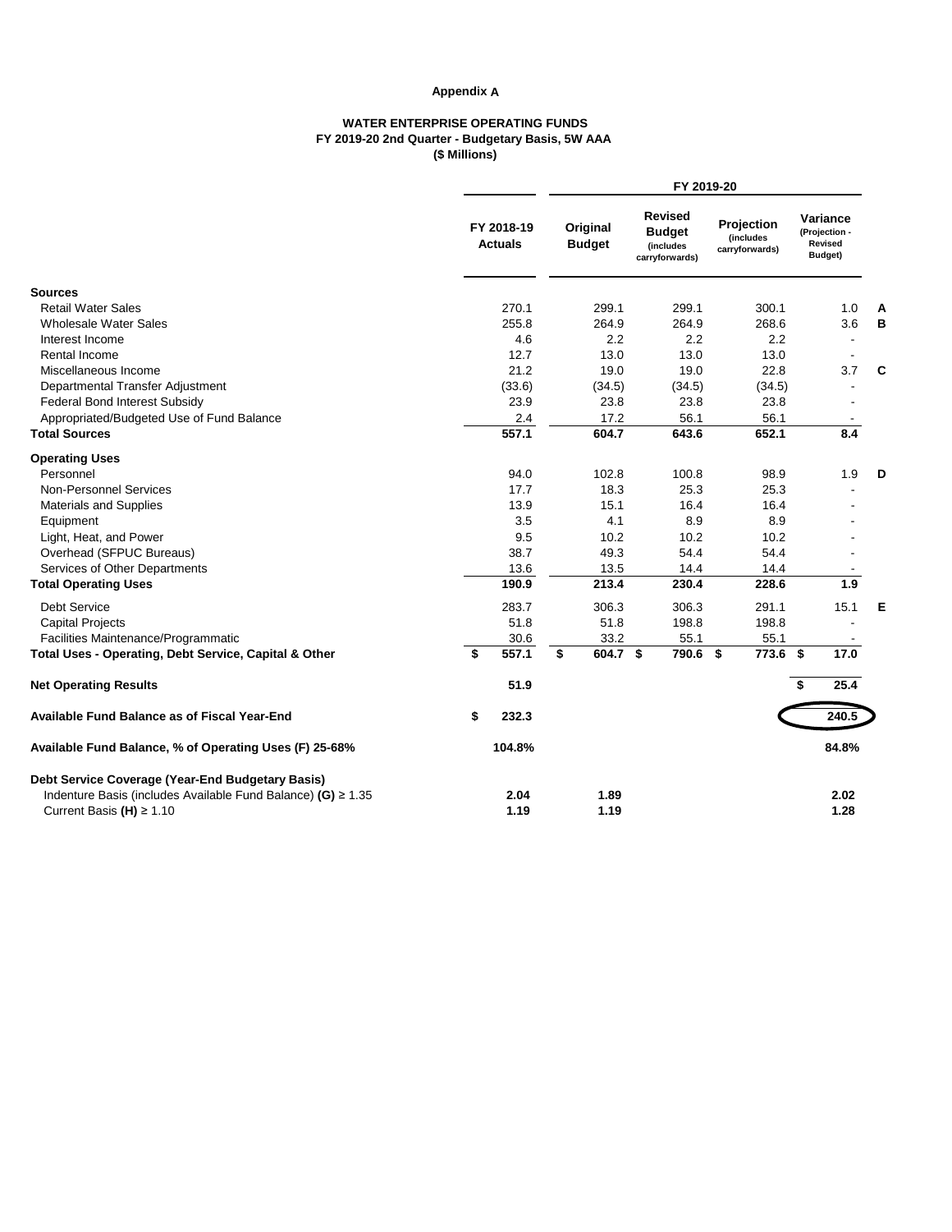**Appendix A**

**WATER ENTERPRISE OPERATING FUNDS**
**FY 2019-20 2nd Quarter - Budgetary Basis, 5W AAA**
**($ Millions)**

| | FY 2018-19 Actuals | FY 2019-20 Original Budget | FY 2019-20 Revised Budget (includes carryforwards) | FY 2019-20 Projection (includes carryforwards) | FY 2019-20 Variance (Projection - Revised Budget) | |
|---|---|---|---|---|---|---|
| **Sources** | | | | | | |
| Retail Water Sales | 270.1 | 299.1 | 299.1 | 300.1 | 1.0 | **A** |
| Wholesale Water Sales | 255.8 | 264.9 | 264.9 | 268.6 | 3.6 | **B** |
| Interest Income | 4.6 | 2.2 | 2.2 | 2.2 | - | |
| Rental Income | 12.7 | 13.0 | 13.0 | 13.0 | - | |
| Miscellaneous Income | 21.2 | 19.0 | 19.0 | 22.8 | 3.7 | **C** |
| Departmental Transfer Adjustment | (33.6) | (34.5) | (34.5) | (34.5) | - | |
| Federal Bond Interest Subsidy | 23.9 | 23.8 | 23.8 | 23.8 | - | |
| Appropriated/Budgeted Use of Fund Balance | 2.4 | 17.2 | 56.1 | 56.1 | - | |
| **Total Sources** | **557.1** | **604.7** | **643.6** | **652.1** | **8.4** | |
| **Operating Uses** | | | | | | |
| Personnel | 94.0 | 102.8 | 100.8 | 98.9 | 1.9 | **D** |
| Non-Personnel Services | 17.7 | 18.3 | 25.3 | 25.3 | - | |
| Materials and Supplies | 13.9 | 15.1 | 16.4 | 16.4 | - | |
| Equipment | 3.5 | 4.1 | 8.9 | 8.9 | - | |
| Light, Heat, and Power | 9.5 | 10.2 | 10.2 | 10.2 | - | |
| Overhead (SFPUC Bureaus) | 38.7 | 49.3 | 54.4 | 54.4 | - | |
| Services of Other Departments | 13.6 | 13.5 | 14.4 | 14.4 | - | |
| **Total Operating Uses** | **190.9** | **213.4** | **230.4** | **228.6** | **1.9** | |
| Debt Service | 283.7 | 306.3 | 306.3 | 291.1 | 15.1 | **E** |
| Capital Projects | 51.8 | 51.8 | 198.8 | 198.8 | - | |
| Facilities Maintenance/Programmatic | 30.6 | 33.2 | 55.1 | 55.1 | - | |
| **Total Uses - Operating, Debt Service, Capital & Other** | **$ 557.1** | **$ 604.7** | **$ 790.6** | **$ 773.6** | **$ 17.0** | |
| **Net Operating Results** | **51.9** | | | | **$ 25.4** | |
| **Available Fund Balance as of Fiscal Year-End** | **$ 232.3** | | | | **240.5** | |
| **Available Fund Balance, % of Operating Uses (F) 25-68%** | **104.8%** | | | | **84.8%** | |
| **Debt Service Coverage (Year-End Budgetary Basis)** | | | | | | |
| Indenture Basis (includes Available Fund Balance) **(G)** ≥ 1.35 | **2.04** | **1.89** | | | **2.02** | |
| Current Basis **(H)** ≥ 1.10 | **1.19** | **1.19** | | | **1.28** | |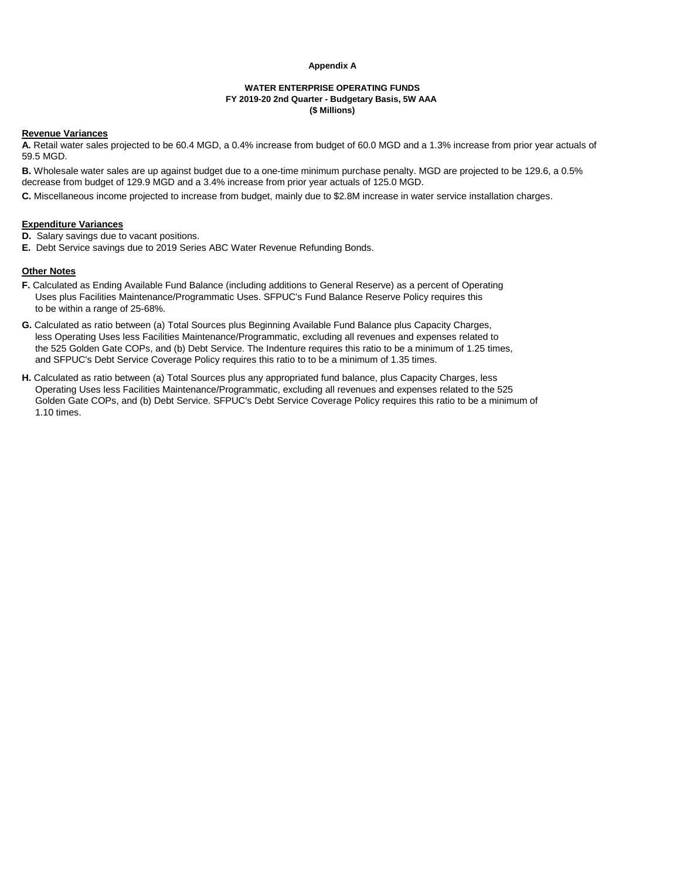**Appendix A**

**WATER ENTERPRISE OPERATING FUNDS**
**FY 2019-20 2nd Quarter - Budgetary Basis, 5W AAA**
**($ Millions)**

**Revenue Variances**

**A.** Retail water sales projected to be 60.4 MGD, a 0.4% increase from budget of 60.0 MGD and a 1.3% increase from prior year actuals of 59.5 MGD.

**B.** Wholesale water sales are up against budget due to a one-time minimum purchase penalty. MGD are projected to be 129.6, a 0.5% decrease from budget of 129.9 MGD and a 3.4% increase from prior year actuals of 125.0 MGD.

**C.** Miscellaneous income projected to increase from budget, mainly due to $2.8M increase in water service installation charges.

**Expenditure Variances**

**D.** Salary savings due to vacant positions.

**E.** Debt Service savings due to 2019 Series ABC Water Revenue Refunding Bonds.

**Other Notes**

**F.** Calculated as Ending Available Fund Balance (including additions to General Reserve) as a percent of Operating Uses plus Facilities Maintenance/Programmatic Uses. SFPUC's Fund Balance Reserve Policy requires this to be within a range of 25-68%.

**G.** Calculated as ratio between (a) Total Sources plus Beginning Available Fund Balance plus Capacity Charges, less Operating Uses less Facilities Maintenance/Programmatic, excluding all revenues and expenses related to the 525 Golden Gate COPs, and (b) Debt Service. The Indenture requires this ratio to be a minimum of 1.25 times, and SFPUC's Debt Service Coverage Policy requires this ratio to to be a minimum of 1.35 times.

**H.** Calculated as ratio between (a) Total Sources plus any appropriated fund balance, plus Capacity Charges, less Operating Uses less Facilities Maintenance/Programmatic, excluding all revenues and expenses related to the 525 Golden Gate COPs, and (b) Debt Service. SFPUC's Debt Service Coverage Policy requires this ratio to be a minimum of 1.10 times.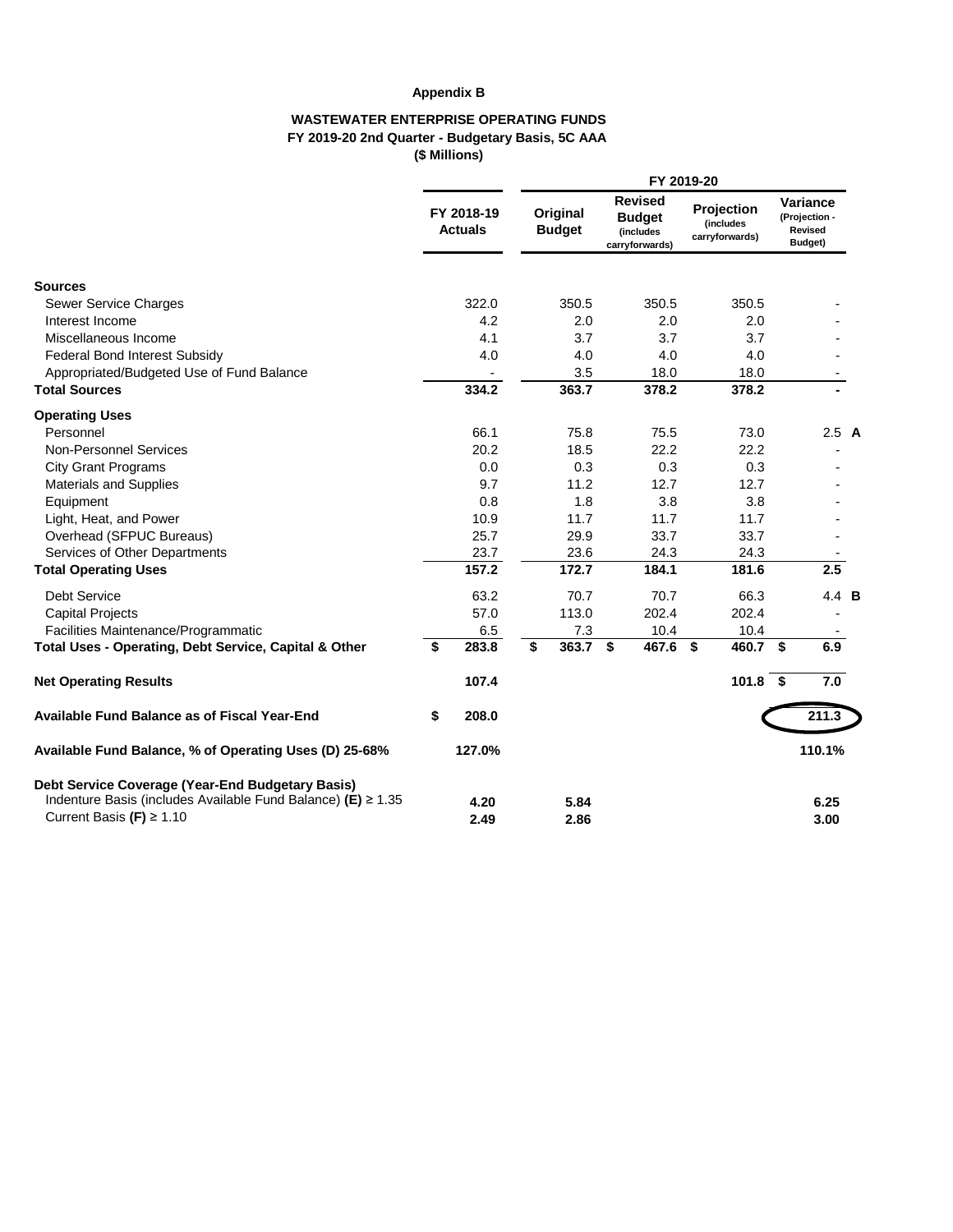**Appendix B**

**WASTEWATER ENTERPRISE OPERATING FUNDS**
**FY 2019-20 2nd Quarter - Budgetary Basis, 5C AAA**
**($ Millions)**

| | FY 2018-19 Actuals | FY 2019-20 Original Budget | FY 2019-20 Revised Budget (includes carryforwards) | FY 2019-20 Projection (includes carryforwards) | FY 2019-20 Variance (Projection - Revised Budget) | |
|---|---|---|---|---|---|---|
| **Sources** | | | | | | |
| Sewer Service Charges | 322.0 | 350.5 | 350.5 | 350.5 | - | |
| Interest Income | 4.2 | 2.0 | 2.0 | 2.0 | - | |
| Miscellaneous Income | 4.1 | 3.7 | 3.7 | 3.7 | - | |
| Federal Bond Interest Subsidy | 4.0 | 4.0 | 4.0 | 4.0 | - | |
| Appropriated/Budgeted Use of Fund Balance | - | 3.5 | 18.0 | 18.0 | - | |
| **Total Sources** | **334.2** | **363.7** | **378.2** | **378.2** | **-** | |
| **Operating Uses** | | | | | | |
| Personnel | 66.1 | 75.8 | 75.5 | 73.0 | 2.5 | **A** |
| Non-Personnel Services | 20.2 | 18.5 | 22.2 | 22.2 | - | |
| City Grant Programs | 0.0 | 0.3 | 0.3 | 0.3 | - | |
| Materials and Supplies | 9.7 | 11.2 | 12.7 | 12.7 | - | |
| Equipment | 0.8 | 1.8 | 3.8 | 3.8 | - | |
| Light, Heat, and Power | 10.9 | 11.7 | 11.7 | 11.7 | - | |
| Overhead (SFPUC Bureaus) | 25.7 | 29.9 | 33.7 | 33.7 | - | |
| Services of Other Departments | 23.7 | 23.6 | 24.3 | 24.3 | - | |
| **Total Operating Uses** | **157.2** | **172.7** | **184.1** | **181.6** | **2.5** | |
| Debt Service | 63.2 | 70.7 | 70.7 | 66.3 | 4.4 | **B** |
| Capital Projects | 57.0 | 113.0 | 202.4 | 202.4 | - | |
| Facilities Maintenance/Programmatic | 6.5 | 7.3 | 10.4 | 10.4 | - | |
| **Total Uses - Operating, Debt Service, Capital & Other** | **$ 283.8** | **$ 363.7** | **$ 467.6** | **$ 460.7** | **$ 6.9** | |
| **Net Operating Results** | **107.4** | | | **101.8** | **$ 7.0** | |
| **Available Fund Balance as of Fiscal Year-End** | **$ 208.0** | | | | **211.3** | |
| **Available Fund Balance, % of Operating Uses (D) 25-68%** | **127.0%** | | | | **110.1%** | |
| **Debt Service Coverage (Year-End Budgetary Basis)** | | | | | | |
| Indenture Basis (includes Available Fund Balance) **(E)** ≥ 1.35 | **4.20** | **5.84** | | | **6.25** | |
| Current Basis **(F)** ≥ 1.10 | **2.49** | **2.86** | | | **3.00** | |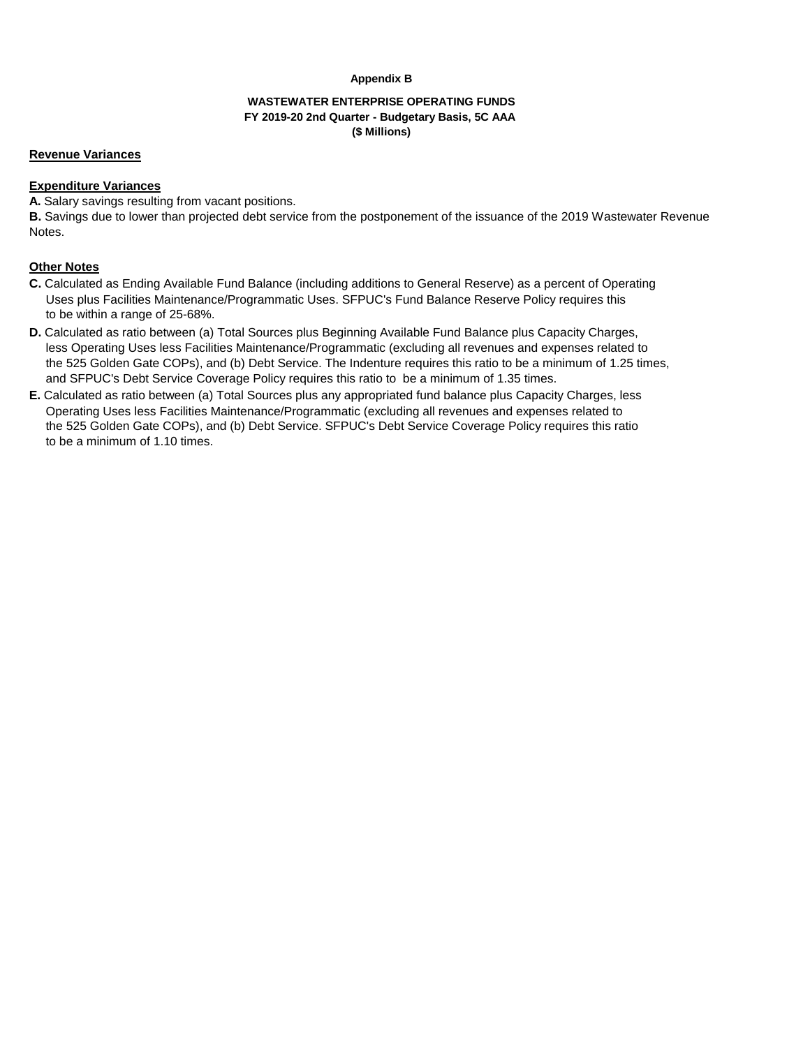**Appendix B**

**WASTEWATER ENTERPRISE OPERATING FUNDS**
**FY 2019-20 2nd Quarter - Budgetary Basis, 5C AAA**
**($ Millions)**

**Revenue Variances**

**Expenditure Variances**

**A.** Salary savings resulting from vacant positions.

**B.** Savings due to lower than projected debt service from the postponement of the issuance of the 2019 Wastewater Revenue Notes.

**Other Notes**

**C.** Calculated as Ending Available Fund Balance (including additions to General Reserve) as a percent of Operating Uses plus Facilities Maintenance/Programmatic Uses. SFPUC's Fund Balance Reserve Policy requires this to be within a range of 25-68%.

**D.** Calculated as ratio between (a) Total Sources plus Beginning Available Fund Balance plus Capacity Charges, less Operating Uses less Facilities Maintenance/Programmatic (excluding all revenues and expenses related to the 525 Golden Gate COPs), and (b) Debt Service. The Indenture requires this ratio to be a minimum of 1.25 times, and SFPUC's Debt Service Coverage Policy requires this ratio to be a minimum of 1.35 times.

**E.** Calculated as ratio between (a) Total Sources plus any appropriated fund balance plus Capacity Charges, less Operating Uses less Facilities Maintenance/Programmatic (excluding all revenues and expenses related to the 525 Golden Gate COPs), and (b) Debt Service. SFPUC's Debt Service Coverage Policy requires this ratio to be a minimum of 1.10 times.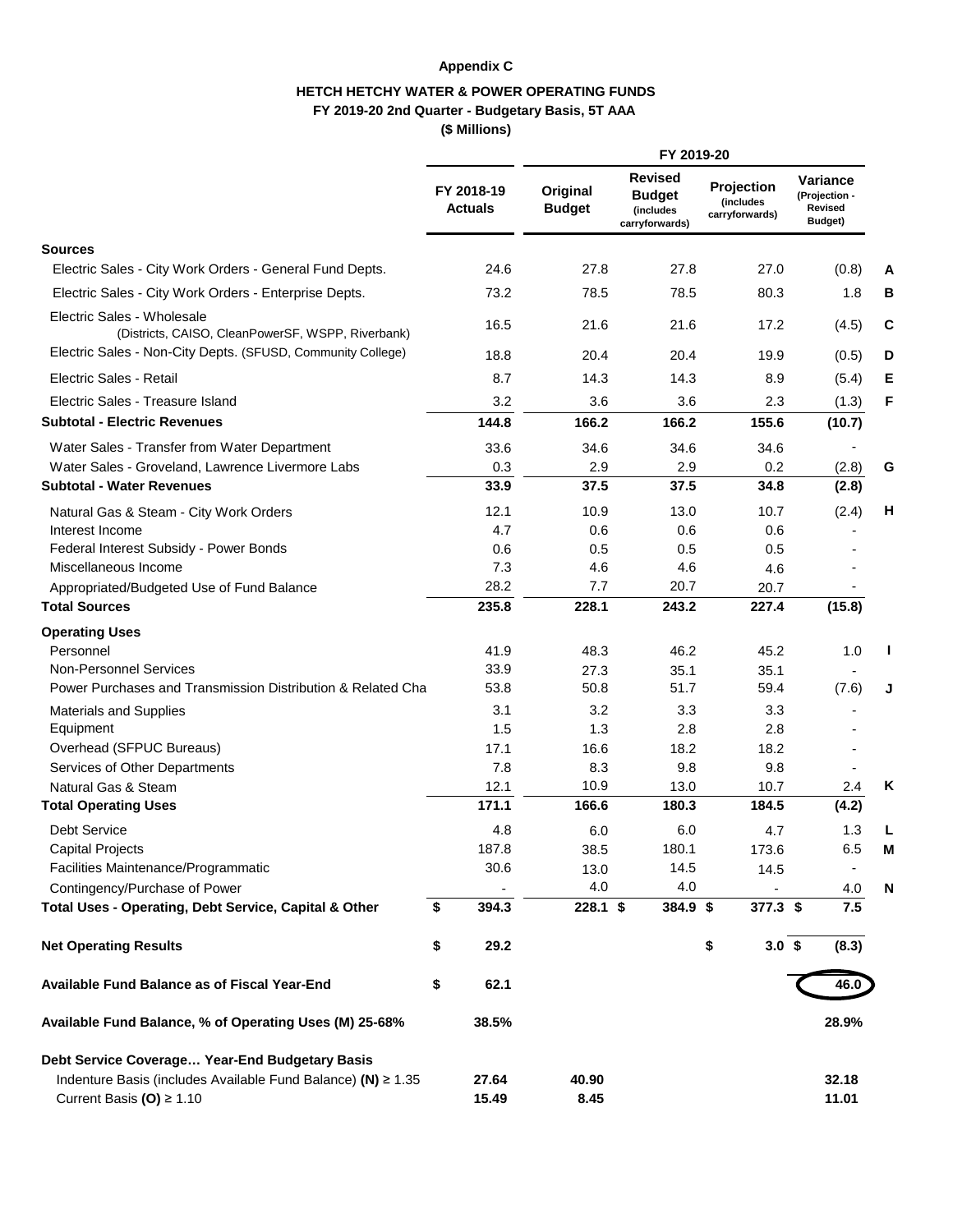**Appendix C**

**HETCH HETCHY WATER & POWER OPERATING FUNDS**
**FY 2019-20 2nd Quarter - Budgetary Basis, 5T AAA**
**($ Millions)**

| | FY 2018-19 Actuals | FY 2019-20 Original Budget | FY 2019-20 Revised Budget (includes carryforwards) | FY 2019-20 Projection (includes carryforwards) | FY 2019-20 Variance (Projection - Revised Budget) | |
|---|---|---|---|---|---|---|
| **Sources** | | | | | | |
| Electric Sales - City Work Orders - General Fund Depts. | 24.6 | 27.8 | 27.8 | 27.0 | (0.8) | A |
| Electric Sales - City Work Orders - Enterprise Depts. | 73.2 | 78.5 | 78.5 | 80.3 | 1.8 | B |
| Electric Sales - Wholesale (Districts, CAISO, CleanPowerSF, WSPP, Riverbank) | 16.5 | 21.6 | 21.6 | 17.2 | (4.5) | C |
| Electric Sales - Non-City Depts. (SFUSD, Community College) | 18.8 | 20.4 | 20.4 | 19.9 | (0.5) | D |
| Electric Sales - Retail | 8.7 | 14.3 | 14.3 | 8.9 | (5.4) | E |
| Electric Sales - Treasure Island | 3.2 | 3.6 | 3.6 | 2.3 | (1.3) | F |
| **Subtotal - Electric Revenues** | **144.8** | **166.2** | **166.2** | **155.6** | **(10.7)** | |
| Water Sales - Transfer from Water Department | 33.6 | 34.6 | 34.6 | 34.6 | - | |
| Water Sales - Groveland, Lawrence Livermore Labs | 0.3 | 2.9 | 2.9 | 0.2 | (2.8) | G |
| **Subtotal - Water Revenues** | **33.9** | **37.5** | **37.5** | **34.8** | **(2.8)** | |
| Natural Gas & Steam - City Work Orders | 12.1 | 10.9 | 13.0 | 10.7 | (2.4) | H |
| Interest Income | 4.7 | 0.6 | 0.6 | 0.6 | - | |
| Federal Interest Subsidy - Power Bonds | 0.6 | 0.5 | 0.5 | 0.5 | - | |
| Miscellaneous Income | 7.3 | 4.6 | 4.6 | 4.6 | - | |
| Appropriated/Budgeted Use of Fund Balance | 28.2 | 7.7 | 20.7 | 20.7 | - | |
| **Total Sources** | **235.8** | **228.1** | **243.2** | **227.4** | **(15.8)** | |
| **Operating Uses** | | | | | | |
| Personnel | 41.9 | 48.3 | 46.2 | 45.2 | 1.0 | I |
| Non-Personnel Services | 33.9 | 27.3 | 35.1 | 35.1 | - | |
| Power Purchases and Transmission Distribution & Related Cha | 53.8 | 50.8 | 51.7 | 59.4 | (7.6) | J |
| Materials and Supplies | 3.1 | 3.2 | 3.3 | 3.3 | - | |
| Equipment | 1.5 | 1.3 | 2.8 | 2.8 | - | |
| Overhead (SFPUC Bureaus) | 17.1 | 16.6 | 18.2 | 18.2 | - | |
| Services of Other Departments | 7.8 | 8.3 | 9.8 | 9.8 | - | |
| Natural Gas & Steam | 12.1 | 10.9 | 13.0 | 10.7 | 2.4 | K |
| **Total Operating Uses** | **171.1** | **166.6** | **180.3** | **184.5** | **(4.2)** | |
| Debt Service | 4.8 | 6.0 | 6.0 | 4.7 | 1.3 | L |
| Capital Projects | 187.8 | 38.5 | 180.1 | 173.6 | 6.5 | M |
| Facilities Maintenance/Programmatic | 30.6 | 13.0 | 14.5 | 14.5 | - | |
| Contingency/Purchase of Power | - | 4.0 | 4.0 | - | 4.0 | N |
| **Total Uses - Operating, Debt Service, Capital & Other** | **$ 394.3** | **228.1** | **$ 384.9** | **$ 377.3** | **$ 7.5** | |
| **Net Operating Results** | **$ 29.2** | | | **$ 3.0** | **$ (8.3)** | |
| **Available Fund Balance as of Fiscal Year-End** | **$ 62.1** | | | | **46.0** | |
| **Available Fund Balance, % of Operating Uses (M) 25-68%** | **38.5%** | | | | **28.9%** | |
| **Debt Service Coverage… Year-End Budgetary Basis** | | | | | | |
| Indenture Basis (includes Available Fund Balance) **(N)** ≥ 1.35 | **27.64** | **40.90** | | | **32.18** | |
| Current Basis **(O)** ≥ 1.10 | **15.49** | **8.45** | | | **11.01** | |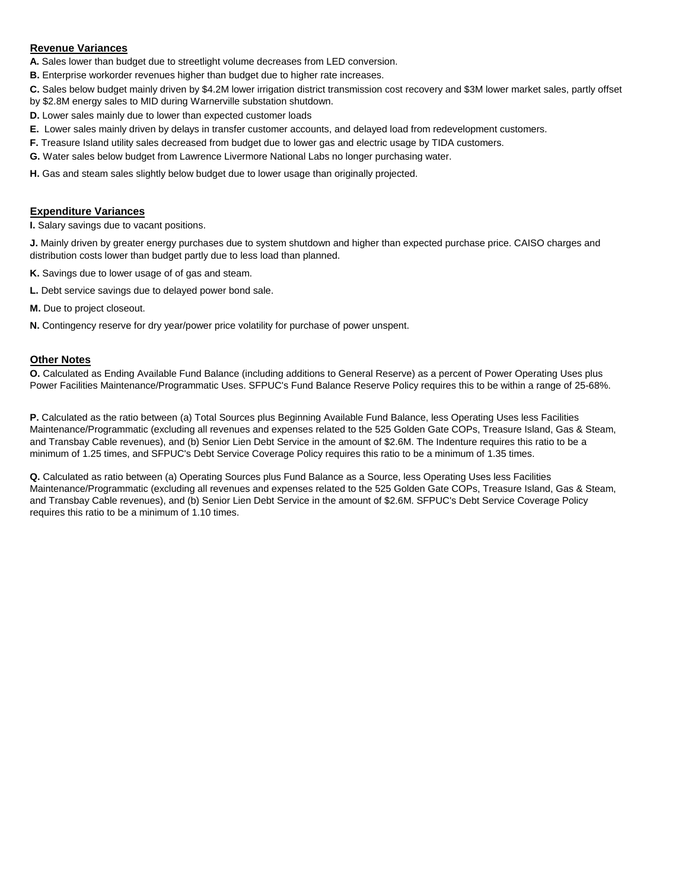## Revenue Variances

**A.** Sales lower than budget due to streetlight volume decreases from LED conversion.

**B.** Enterprise workorder revenues higher than budget due to higher rate increases.

**C.** Sales below budget mainly driven by $4.2M lower irrigation district transmission cost recovery and $3M lower market sales, partly offset by $2.8M energy sales to MID during Warnerville substation shutdown.

**D.** Lower sales mainly due to lower than expected customer loads

**E.** Lower sales mainly driven by delays in transfer customer accounts, and delayed load from redevelopment customers.

**F.** Treasure Island utility sales decreased from budget due to lower gas and electric usage by TIDA customers.

**G.** Water sales below budget from Lawrence Livermore National Labs no longer purchasing water.

**H.** Gas and steam sales slightly below budget due to lower usage than originally projected.

## Expenditure Variances

**I.** Salary savings due to vacant positions.

**J.** Mainly driven by greater energy purchases due to system shutdown and higher than expected purchase price. CAISO charges and distribution costs lower than budget partly due to less load than planned.

**K.** Savings due to lower usage of of gas and steam.

**L.** Debt service savings due to delayed power bond sale.

**M.** Due to project closeout.

**N.** Contingency reserve for dry year/power price volatility for purchase of power unspent.

## Other Notes

**O.** Calculated as Ending Available Fund Balance (including additions to General Reserve) as a percent of Power Operating Uses plus Power Facilities Maintenance/Programmatic Uses. SFPUC's Fund Balance Reserve Policy requires this to be within a range of 25-68%.

**P.** Calculated as the ratio between (a) Total Sources plus Beginning Available Fund Balance, less Operating Uses less Facilities Maintenance/Programmatic (excluding all revenues and expenses related to the 525 Golden Gate COPs, Treasure Island, Gas & Steam, and Transbay Cable revenues), and (b) Senior Lien Debt Service in the amount of $2.6M. The Indenture requires this ratio to be a minimum of 1.25 times, and SFPUC's Debt Service Coverage Policy requires this ratio to be a minimum of 1.35 times.

**Q.** Calculated as ratio between (a) Operating Sources plus Fund Balance as a Source, less Operating Uses less Facilities Maintenance/Programmatic (excluding all revenues and expenses related to the 525 Golden Gate COPs, Treasure Island, Gas & Steam, and Transbay Cable revenues), and (b) Senior Lien Debt Service in the amount of $2.6M. SFPUC's Debt Service Coverage Policy requires this ratio to be a minimum of 1.10 times.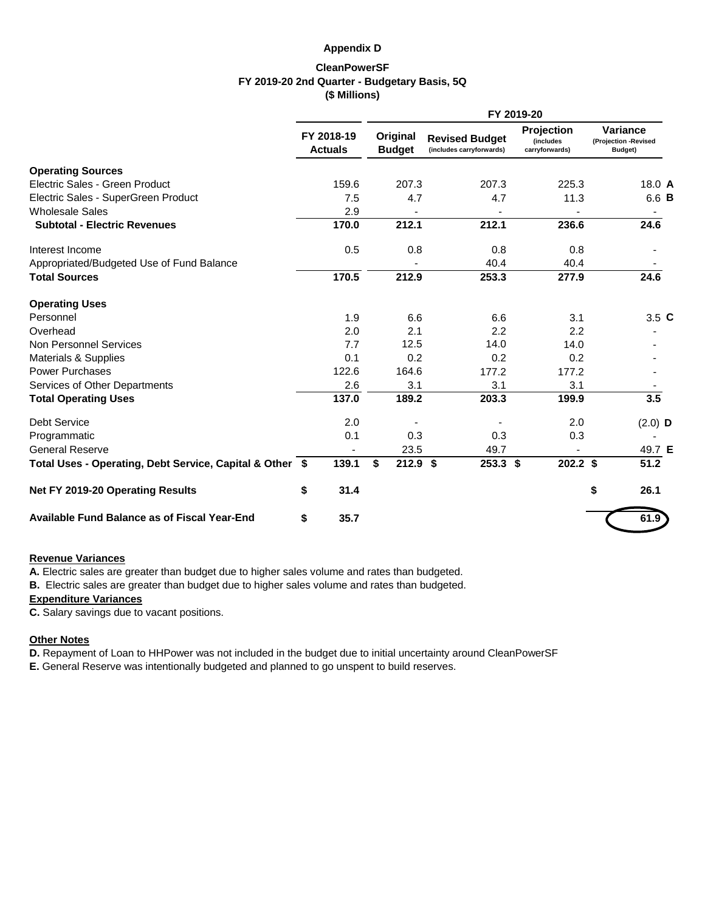**Appendix D**

**CleanPowerSF**
**FY 2019-20 2nd Quarter - Budgetary Basis, 5Q**
**($ Millions)**

| | FY 2018-19 Actuals | FY 2019-20 | | | | |
|---|---|---|---|---|---|---|
| | | Original Budget | Revised Budget (includes carryforwards) | Projection (includes carryforwards) | Variance (Projection -Revised Budget) | |
| **Operating Sources** | | | | | | |
| Electric Sales - Green Product | 159.6 | 207.3 | 207.3 | 225.3 | 18.0 | **A** |
| Electric Sales - SuperGreen Product | 7.5 | 4.7 | 4.7 | 11.3 | 6.6 | **B** |
| Wholesale Sales | 2.9 | - | - | - | - | |
| **Subtotal - Electric Revenues** | **170.0** | **212.1** | **212.1** | **236.6** | **24.6** | |
| Interest Income | 0.5 | 0.8 | 0.8 | 0.8 | - | |
| Appropriated/Budgeted Use of Fund Balance | | - | 40.4 | 40.4 | - | |
| **Total Sources** | **170.5** | **212.9** | **253.3** | **277.9** | **24.6** | |
| **Operating Uses** | | | | | | |
| Personnel | 1.9 | 6.6 | 6.6 | 3.1 | 3.5 | **C** |
| Overhead | 2.0 | 2.1 | 2.2 | 2.2 | - | |
| Non Personnel Services | 7.7 | 12.5 | 14.0 | 14.0 | - | |
| Materials & Supplies | 0.1 | 0.2 | 0.2 | 0.2 | - | |
| Power Purchases | 122.6 | 164.6 | 177.2 | 177.2 | - | |
| Services of Other Departments | 2.6 | 3.1 | 3.1 | 3.1 | - | |
| **Total Operating Uses** | **137.0** | **189.2** | **203.3** | **199.9** | **3.5** | |
| Debt Service | 2.0 | - | - | 2.0 | (2.0) | **D** |
| Programmatic | 0.1 | 0.3 | 0.3 | 0.3 | - | |
| General Reserve | - | 23.5 | 49.7 | - | 49.7 | **E** |
| **Total Uses - Operating, Debt Service, Capital & Other** | **$ 139.1** | **$ 212.9** | **$ 253.3** | **$ 202.2** | **$ 51.2** | |
| **Net FY 2019-20 Operating Results** | **$ 31.4** | | | | **$ 26.1** | |
| **Available Fund Balance as of Fiscal Year-End** | **$ 35.7** | | | | **61.9** | |

**Revenue Variances**

**A.** Electric sales are greater than budget due to higher sales volume and rates than budgeted.

**B.** Electric sales are greater than budget due to higher sales volume and rates than budgeted.

**Expenditure Variances**

**C.** Salary savings due to vacant positions.

**Other Notes**

**D.** Repayment of Loan to HHPower was not included in the budget due to initial uncertainty around CleanPowerSF

**E.** General Reserve was intentionally budgeted and planned to go unspent to build reserves.